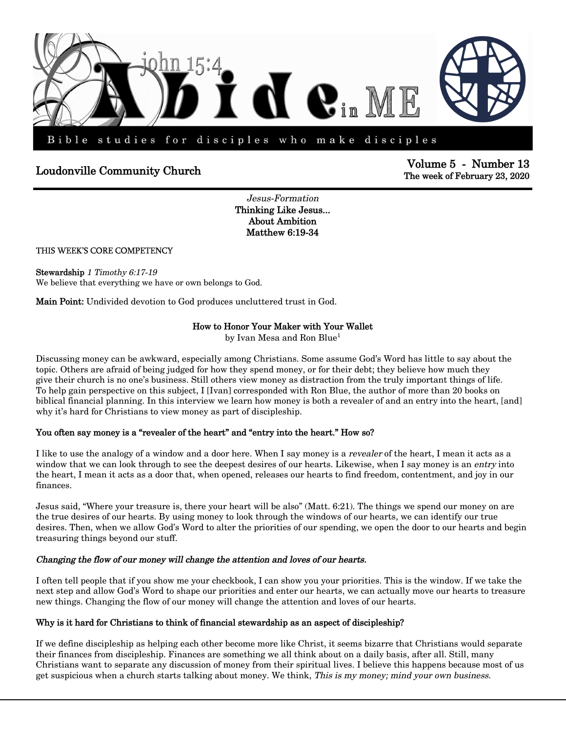# Abide in ME

john 15:4

Bible studies for disciples who make disciples

Loudonville Community Church

Volume 5 - Number 13
The week of February 23, 2020

*Jesus-Formation*
**Thinking Like Jesus…**
**About Ambition**
**Matthew 6:19-34**

THIS WEEK'S CORE COMPETENCY

**Stewardship** *1 Timothy 6:17-19*
We believe that everything we have or own belongs to God.

**Main Point:** Undivided devotion to God produces uncluttered trust in God.

## How to Honor Your Maker with Your Wallet

by Ivan Mesa and Ron Blue[1]

Discussing money can be awkward, especially among Christians. Some assume God's Word has little to say about the topic. Others are afraid of being judged for how they spend money, or for their debt; they believe how much they give their church is no one's business. Still others view money as distraction from the truly important things of life. To help gain perspective on this subject, I [Ivan] corresponded with Ron Blue, the author of more than 20 books on biblical financial planning. In this interview we learn how money is both a revealer of and an entry into the heart, [and] why it's hard for Christians to view money as part of discipleship.

### You often say money is a "revealer of the heart" and "entry into the heart." How so?

I like to use the analogy of a window and a door here. When I say money is a *revealer* of the heart, I mean it acts as a window that we can look through to see the deepest desires of our hearts. Likewise, when I say money is an *entry* into the heart, I mean it acts as a door that, when opened, releases our hearts to find freedom, contentment, and joy in our finances.

Jesus said, "Where your treasure is, there your heart will be also" (Matt. 6:21). The things we spend our money on are the true desires of our hearts. By using money to look through the windows of our hearts, we can identify our true desires. Then, when we allow God's Word to alter the priorities of our spending, we open the door to our hearts and begin treasuring things beyond our stuff.

***Changing the flow of our money will change the attention and loves of our hearts.***

I often tell people that if you show me your checkbook, I can show you your priorities. This is the window. If we take the next step and allow God's Word to shape our priorities and enter our hearts, we can actually move our hearts to treasure new things. Changing the flow of our money will change the attention and loves of our hearts.

### Why is it hard for Christians to think of financial stewardship as an aspect of discipleship?

If we define discipleship as helping each other become more like Christ, it seems bizarre that Christians would separate their finances from discipleship. Finances are something we all think about on a daily basis, after all. Still, many Christians want to separate any discussion of money from their spiritual lives. I believe this happens because most of us get suspicious when a church starts talking about money. We think, *This is my money; mind your own business.*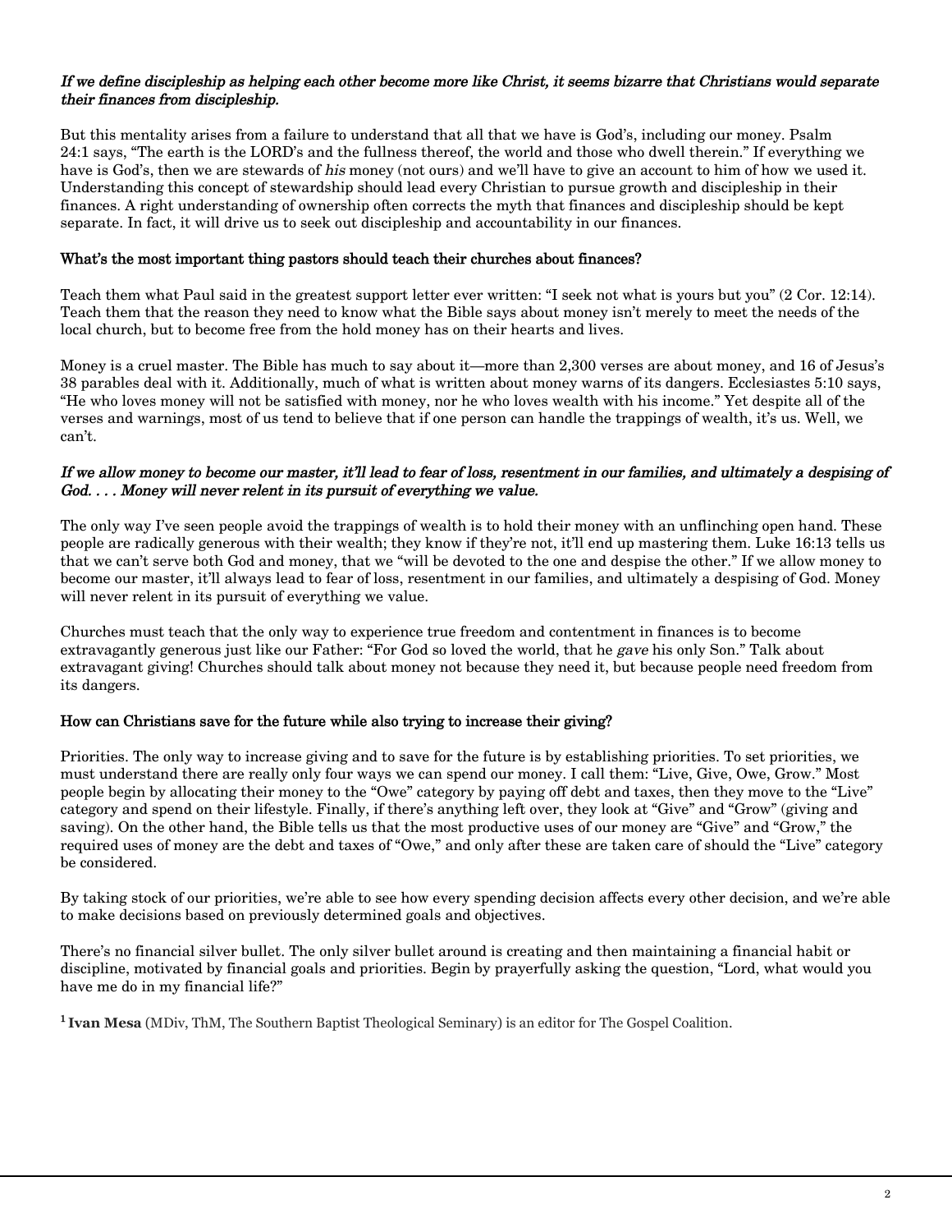*If we define discipleship as helping each other become more like Christ, it seems bizarre that Christians would separate their finances from discipleship.*

But this mentality arises from a failure to understand that all that we have is God's, including our money. Psalm 24:1 says, "The earth is the LORD's and the fullness thereof, the world and those who dwell therein." If everything we have is God's, then we are stewards of *his* money (not ours) and we'll have to give an account to him of how we used it. Understanding this concept of stewardship should lead every Christian to pursue growth and discipleship in their finances. A right understanding of ownership often corrects the myth that finances and discipleship should be kept separate. In fact, it will drive us to seek out discipleship and accountability in our finances.

**What's the most important thing pastors should teach their churches about finances?**

Teach them what Paul said in the greatest support letter ever written: "I seek not what is yours but you" (2 Cor. 12:14). Teach them that the reason they need to know what the Bible says about money isn't merely to meet the needs of the local church, but to become free from the hold money has on their hearts and lives.

Money is a cruel master. The Bible has much to say about it—more than 2,300 verses are about money, and 16 of Jesus's 38 parables deal with it. Additionally, much of what is written about money warns of its dangers. Ecclesiastes 5:10 says, "He who loves money will not be satisfied with money, nor he who loves wealth with his income." Yet despite all of the verses and warnings, most of us tend to believe that if one person can handle the trappings of wealth, it's us. Well, we can't.

*If we allow money to become our master, it'll lead to fear of loss, resentment in our families, and ultimately a despising of God. . . . Money will never relent in its pursuit of everything we value.*

The only way I've seen people avoid the trappings of wealth is to hold their money with an unflinching open hand. These people are radically generous with their wealth; they know if they're not, it'll end up mastering them. Luke 16:13 tells us that we can't serve both God and money, that we "will be devoted to the one and despise the other." If we allow money to become our master, it'll always lead to fear of loss, resentment in our families, and ultimately a despising of God. Money will never relent in its pursuit of everything we value.

Churches must teach that the only way to experience true freedom and contentment in finances is to become extravagantly generous just like our Father: "For God so loved the world, that he *gave* his only Son." Talk about extravagant giving! Churches should talk about money not because they need it, but because people need freedom from its dangers.

**How can Christians save for the future while also trying to increase their giving?**

Priorities. The only way to increase giving and to save for the future is by establishing priorities. To set priorities, we must understand there are really only four ways we can spend our money. I call them: "Live, Give, Owe, Grow." Most people begin by allocating their money to the "Owe" category by paying off debt and taxes, then they move to the "Live" category and spend on their lifestyle. Finally, if there's anything left over, they look at "Give" and "Grow" (giving and saving). On the other hand, the Bible tells us that the most productive uses of our money are "Give" and "Grow," the required uses of money are the debt and taxes of "Owe," and only after these are taken care of should the "Live" category be considered.

By taking stock of our priorities, we're able to see how every spending decision affects every other decision, and we're able to make decisions based on previously determined goals and objectives.

There's no financial silver bullet. The only silver bullet around is creating and then maintaining a financial habit or discipline, motivated by financial goals and priorities. Begin by prayerfully asking the question, "Lord, what would you have me do in my financial life?"

[1] **Ivan Mesa** (MDiv, ThM, The Southern Baptist Theological Seminary) is an editor for The Gospel Coalition.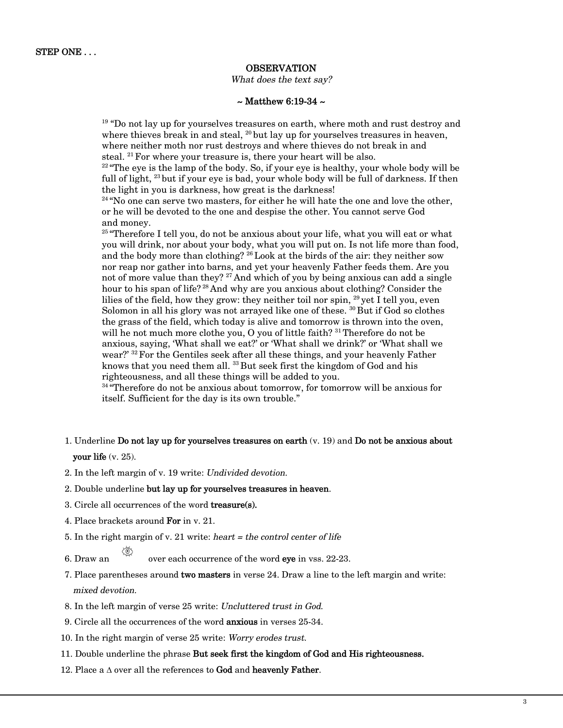**STEP ONE . . .**

## OBSERVATION

*What does the text say?*

### ~ Matthew 6:19-34 ~

[19] "Do not lay up for yourselves treasures on earth, where moth and rust destroy and where thieves break in and steal, [20] but lay up for yourselves treasures in heaven, where neither moth nor rust destroys and where thieves do not break in and steal. [21] For where your treasure is, there your heart will be also.
[22] "The eye is the lamp of the body. So, if your eye is healthy, your whole body will be full of light, [23] but if your eye is bad, your whole body will be full of darkness. If then the light in you is darkness, how great is the darkness!
[24] "No one can serve two masters, for either he will hate the one and love the other, or he will be devoted to the one and despise the other. You cannot serve God and money.
[25] "Therefore I tell you, do not be anxious about your life, what you will eat or what you will drink, nor about your body, what you will put on. Is not life more than food, and the body more than clothing? [26] Look at the birds of the air: they neither sow nor reap nor gather into barns, and yet your heavenly Father feeds them. Are you not of more value than they? [27] And which of you by being anxious can add a single hour to his span of life? [28] And why are you anxious about clothing? Consider the lilies of the field, how they grow: they neither toil nor spin, [29] yet I tell you, even Solomon in all his glory was not arrayed like one of these. [30] But if God so clothes the grass of the field, which today is alive and tomorrow is thrown into the oven, will he not much more clothe you, O you of little faith? [31] Therefore do not be anxious, saying, 'What shall we eat?' or 'What shall we drink?' or 'What shall we wear?' [32] For the Gentiles seek after all these things, and your heavenly Father knows that you need them all. [33] But seek first the kingdom of God and his righteousness, and all these things will be added to you.
[34] "Therefore do not be anxious about tomorrow, for tomorrow will be anxious for itself. Sufficient for the day is its own trouble."

1. Underline **Do not lay up for yourselves treasures on earth** (v. 19) and **Do not be anxious about your life** (v. 25).
2. In the left margin of v. 19 write: *Undivided devotion.*
2. Double underline **but lay up for yourselves treasures in heaven**.
3. Circle all occurrences of the word **treasure(s).**
4. Place brackets around **For** in v. 21.
5. In the right margin of v. 21 write: *heart = the control center of life*
6. Draw an (eye symbol) over each occurrence of the word **eye** in vss. 22-23.
7. Place parentheses around **two masters** in verse 24. Draw a line to the left margin and write: *mixed devotion.*
8. In the left margin of verse 25 write: *Uncluttered trust in God.*
9. Circle all the occurrences of the word **anxious** in verses 25-34.
10. In the right margin of verse 25 write: *Worry erodes trust.*
11. Double underline the phrase **But seek first the kingdom of God and His righteousness.**
12. Place a $\Delta$ over all the references to **God** and **heavenly Father**.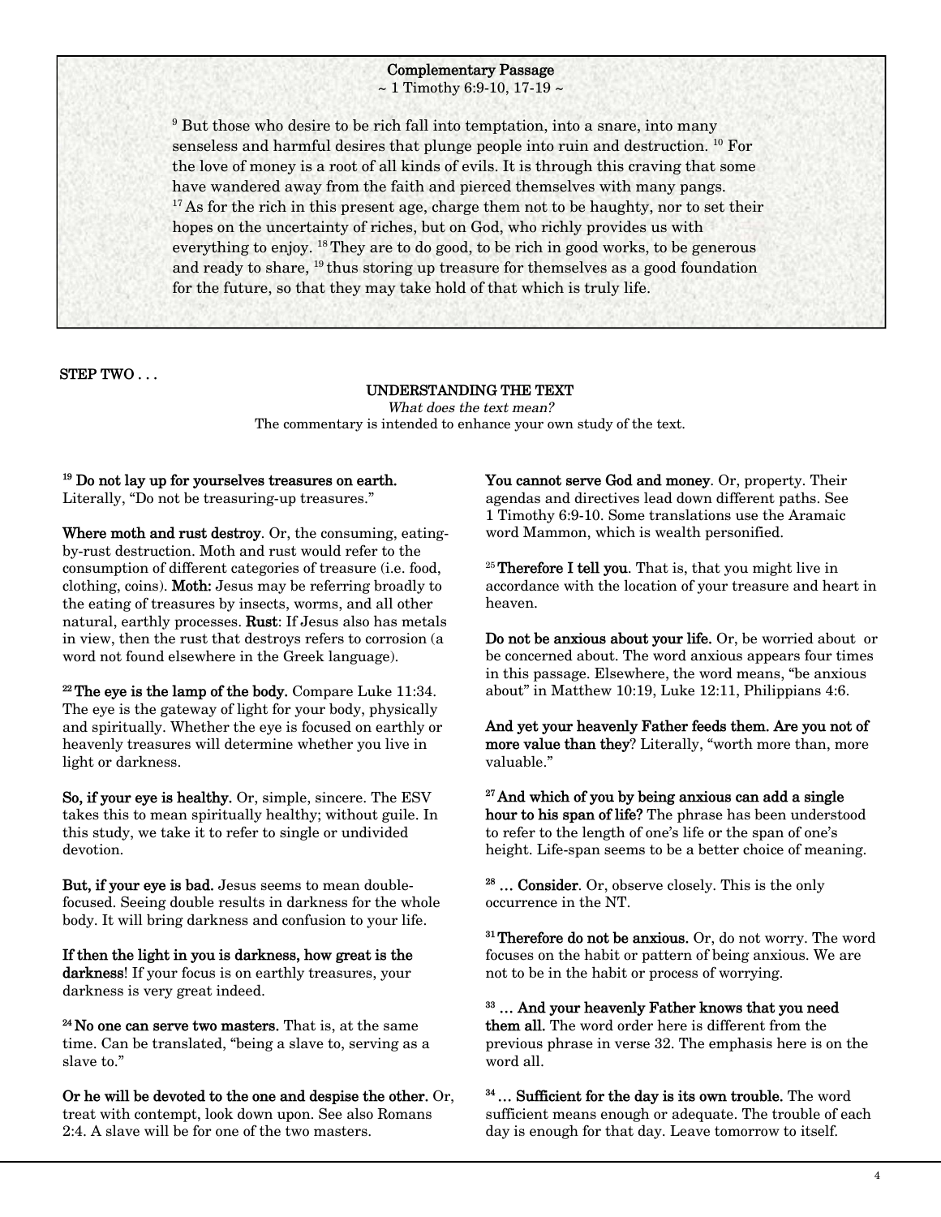**Complementary Passage**
~ 1 Timothy 6:9-10, 17-19 ~

[9] But those who desire to be rich fall into temptation, into a snare, into many senseless and harmful desires that plunge people into ruin and destruction. [10] For the love of money is a root of all kinds of evils. It is through this craving that some have wandered away from the faith and pierced themselves with many pangs. [17] As for the rich in this present age, charge them not to be haughty, nor to set their hopes on the uncertainty of riches, but on God, who richly provides us with everything to enjoy. [18] They are to do good, to be rich in good works, to be generous and ready to share, [19] thus storing up treasure for themselves as a good foundation for the future, so that they may take hold of that which is truly life.

**STEP TWO . . .**

## UNDERSTANDING THE TEXT

*What does the text mean?*

The commentary is intended to enhance your own study of the text.

**[19] Do not lay up for yourselves treasures on earth.** Literally, "Do not be treasuring-up treasures."

**Where moth and rust destroy**. Or, the consuming, eating-by-rust destruction. Moth and rust would refer to the consumption of different categories of treasure (i.e. food, clothing, coins). **Moth:** Jesus may be referring broadly to the eating of treasures by insects, worms, and all other natural, earthly processes. **Rust**: If Jesus also has metals in view, then the rust that destroys refers to corrosion (a word not found elsewhere in the Greek language).

**[22] The eye is the lamp of the body.** Compare Luke 11:34. The eye is the gateway of light for your body, physically and spiritually. Whether the eye is focused on earthly or heavenly treasures will determine whether you live in light or darkness.

**So, if your eye is healthy.** Or, simple, sincere. The ESV takes this to mean spiritually healthy; without guile. In this study, we take it to refer to single or undivided devotion.

**But, if your eye is bad.** Jesus seems to mean double-focused. Seeing double results in darkness for the whole body. It will bring darkness and confusion to your life.

**If then the light in you is darkness, how great is the darkness**! If your focus is on earthly treasures, your darkness is very great indeed.

**[24] No one can serve two masters.** That is, at the same time. Can be translated, "being a slave to, serving as a slave to."

**Or he will be devoted to the one and despise the other.** Or, treat with contempt, look down upon. See also Romans 2:4. A slave will be for one of the two masters.

**You cannot serve God and money**. Or, property. Their agendas and directives lead down different paths. See 1 Timothy 6:9-10. Some translations use the Aramaic word Mammon, which is wealth personified.

**[25] Therefore I tell you**. That is, that you might live in accordance with the location of your treasure and heart in heaven.

**Do not be anxious about your life.** Or, be worried about or be concerned about. The word anxious appears four times in this passage. Elsewhere, the word means, "be anxious about" in Matthew 10:19, Luke 12:11, Philippians 4:6.

**And yet your heavenly Father feeds them. Are you not of more value than they**? Literally, "worth more than, more valuable."

**[27] And which of you by being anxious can add a single hour to his span of life?** The phrase has been understood to refer to the length of one's life or the span of one's height. Life-span seems to be a better choice of meaning.

**[28] … Consider**. Or, observe closely. This is the only occurrence in the NT.

**[31] Therefore do not be anxious.** Or, do not worry. The word focuses on the habit or pattern of being anxious. We are not to be in the habit or process of worrying.

**[33] … And your heavenly Father knows that you need them all.** The word order here is different from the previous phrase in verse 32. The emphasis here is on the word all.

**[34] … Sufficient for the day is its own trouble.** The word sufficient means enough or adequate. The trouble of each day is enough for that day. Leave tomorrow to itself.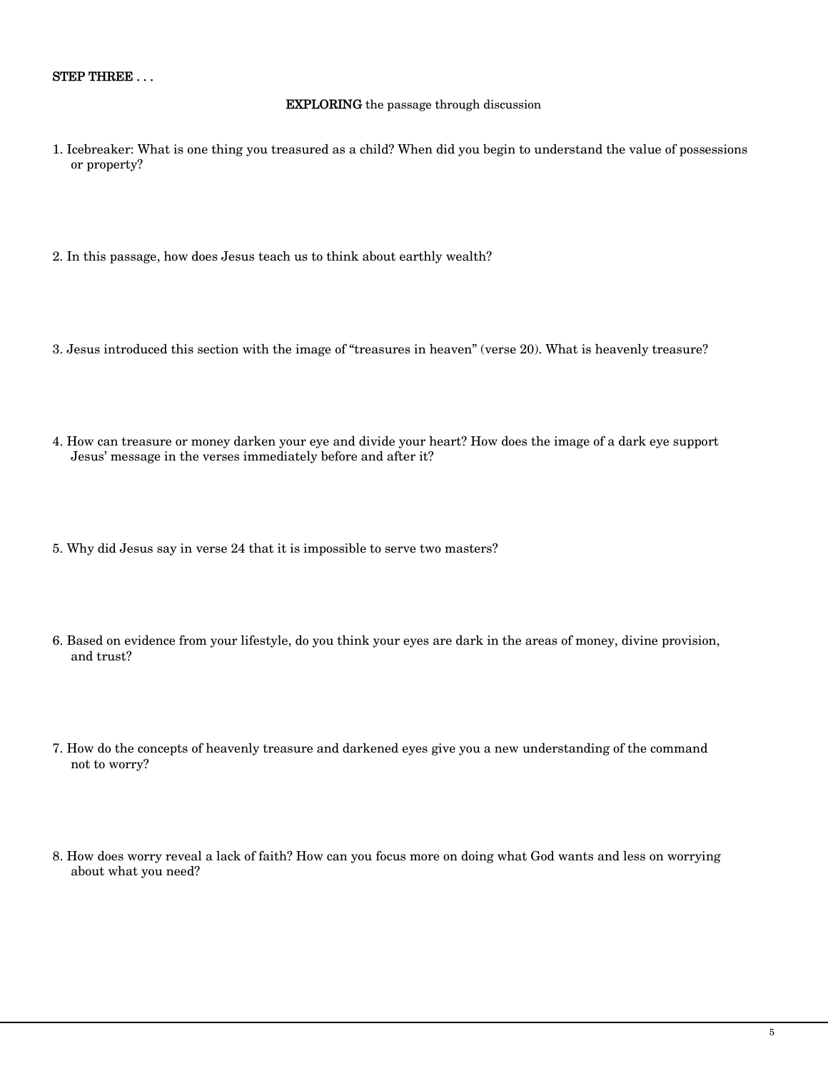**STEP THREE . . .**

**EXPLORING** the passage through discussion

1. Icebreaker: What is one thing you treasured as a child? When did you begin to understand the value of possessions or property?

2. In this passage, how does Jesus teach us to think about earthly wealth?

3. Jesus introduced this section with the image of "treasures in heaven" (verse 20). What is heavenly treasure?

4. How can treasure or money darken your eye and divide your heart? How does the image of a dark eye support Jesus' message in the verses immediately before and after it?

5. Why did Jesus say in verse 24 that it is impossible to serve two masters?

6. Based on evidence from your lifestyle, do you think your eyes are dark in the areas of money, divine provision, and trust?

7. How do the concepts of heavenly treasure and darkened eyes give you a new understanding of the command not to worry?

8. How does worry reveal a lack of faith? How can you focus more on doing what God wants and less on worrying about what you need?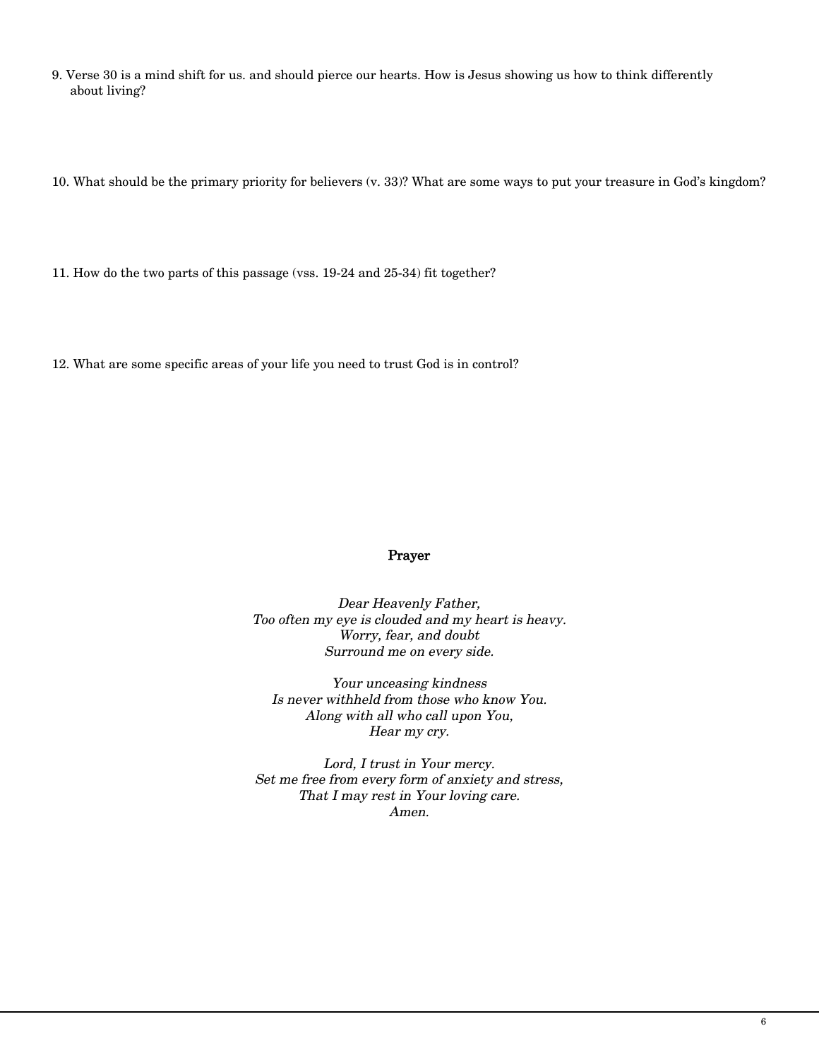9. Verse 30 is a mind shift for us. and should pierce our hearts. How is Jesus showing us how to think differently about living?

10. What should be the primary priority for believers (v. 33)? What are some ways to put your treasure in God's kingdom?

11. How do the two parts of this passage (vss. 19-24 and 25-34) fit together?

12. What are some specific areas of your life you need to trust God is in control?

## Prayer

*Dear Heavenly Father,*
*Too often my eye is clouded and my heart is heavy.*
*Worry, fear, and doubt*
*Surround me on every side.*

*Your unceasing kindness*
*Is never withheld from those who know You.*
*Along with all who call upon You,*
*Hear my cry.*

*Lord, I trust in Your mercy.*
*Set me free from every form of anxiety and stress,*
*That I may rest in Your loving care.*
*Amen.*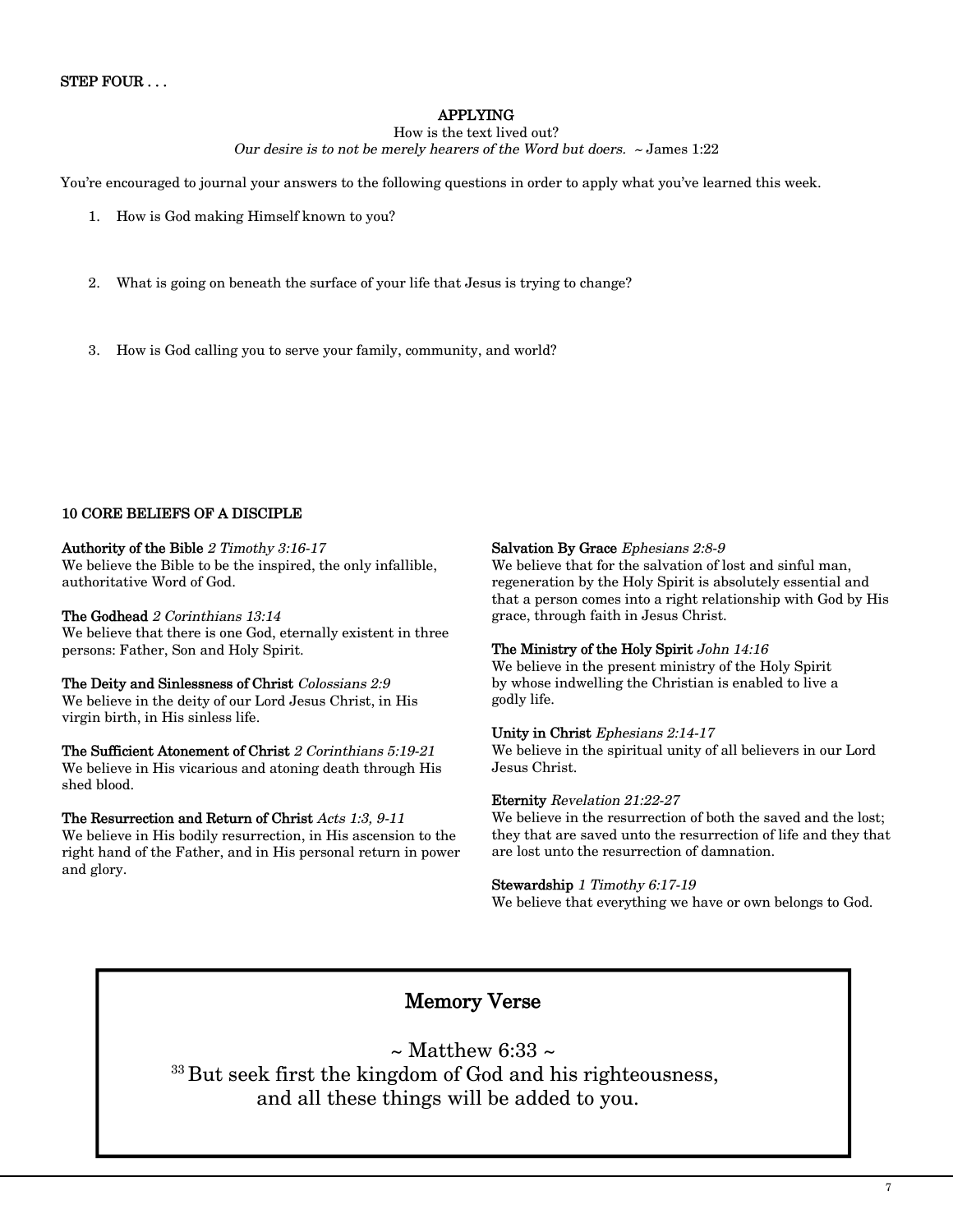**STEP FOUR . . .**

## APPLYING

How is the text lived out?

*Our desire is to not be merely hearers of the Word but doers.* ~ James 1:22

You're encouraged to journal your answers to the following questions in order to apply what you've learned this week.

1. How is God making Himself known to you?
2. What is going on beneath the surface of your life that Jesus is trying to change?
3. How is God calling you to serve your family, community, and world?

### 10 CORE BELIEFS OF A DISCIPLE

**Authority of the Bible** *2 Timothy 3:16-17*
We believe the Bible to be the inspired, the only infallible, authoritative Word of God.

**The Godhead** *2 Corinthians 13:14*
We believe that there is one God, eternally existent in three persons: Father, Son and Holy Spirit.

**The Deity and Sinlessness of Christ** *Colossians 2:9*
We believe in the deity of our Lord Jesus Christ, in His virgin birth, in His sinless life.

**The Sufficient Atonement of Christ** *2 Corinthians 5:19-21*
We believe in His vicarious and atoning death through His shed blood.

**The Resurrection and Return of Christ** *Acts 1:3, 9-11*
We believe in His bodily resurrection, in His ascension to the right hand of the Father, and in His personal return in power and glory.

**Salvation By Grace** *Ephesians 2:8-9*
We believe that for the salvation of lost and sinful man, regeneration by the Holy Spirit is absolutely essential and that a person comes into a right relationship with God by His grace, through faith in Jesus Christ.

**The Ministry of the Holy Spirit** *John 14:16*
We believe in the present ministry of the Holy Spirit by whose indwelling the Christian is enabled to live a godly life.

**Unity in Christ** *Ephesians 2:14-17*
We believe in the spiritual unity of all believers in our Lord Jesus Christ.

**Eternity** *Revelation 21:22-27*
We believe in the resurrection of both the saved and the lost; they that are saved unto the resurrection of life and they that are lost unto the resurrection of damnation.

**Stewardship** *1 Timothy 6:17-19*
We believe that everything we have or own belongs to God.

## Memory Verse

~ Matthew 6:33 ~

[33] But seek first the kingdom of God and his righteousness, and all these things will be added to you.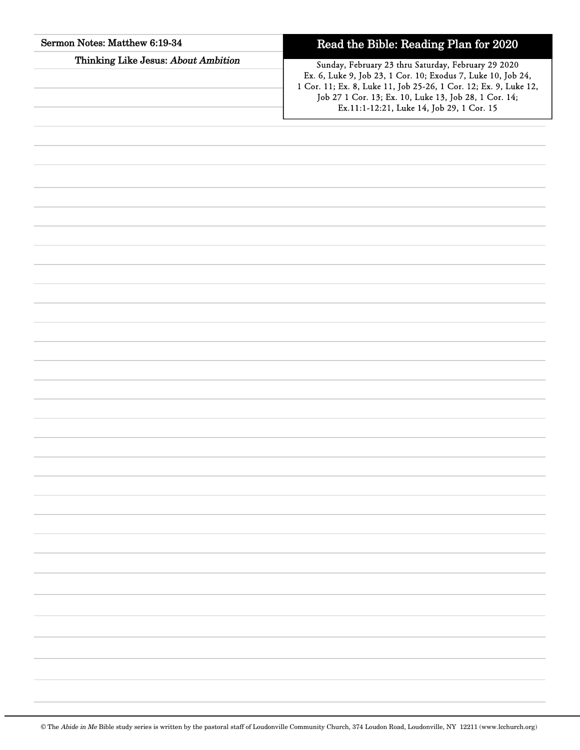Sermon Notes: Matthew 6:19-34

**Thinking Like Jesus:** ***About Ambition***

## Read the Bible: Reading Plan for 2020

Sunday, February 23 thru Saturday, February 29 2020
Ex. 6, Luke 9, Job 23, 1 Cor. 10; Exodus 7, Luke 10, Job 24, 1 Cor. 11; Ex. 8, Luke 11, Job 25-26, 1 Cor. 12; Ex. 9, Luke 12, Job 27 1 Cor. 13; Ex. 10, Luke 13, Job 28, 1 Cor. 14; Ex.11:1-12:21, Luke 14, Job 29, 1 Cor. 15

© The *Abide in Me* Bible study series is written by the pastoral staff of Loudonville Community Church, 374 Loudon Road, Loudonville, NY 12211 (www.lcchurch.org)